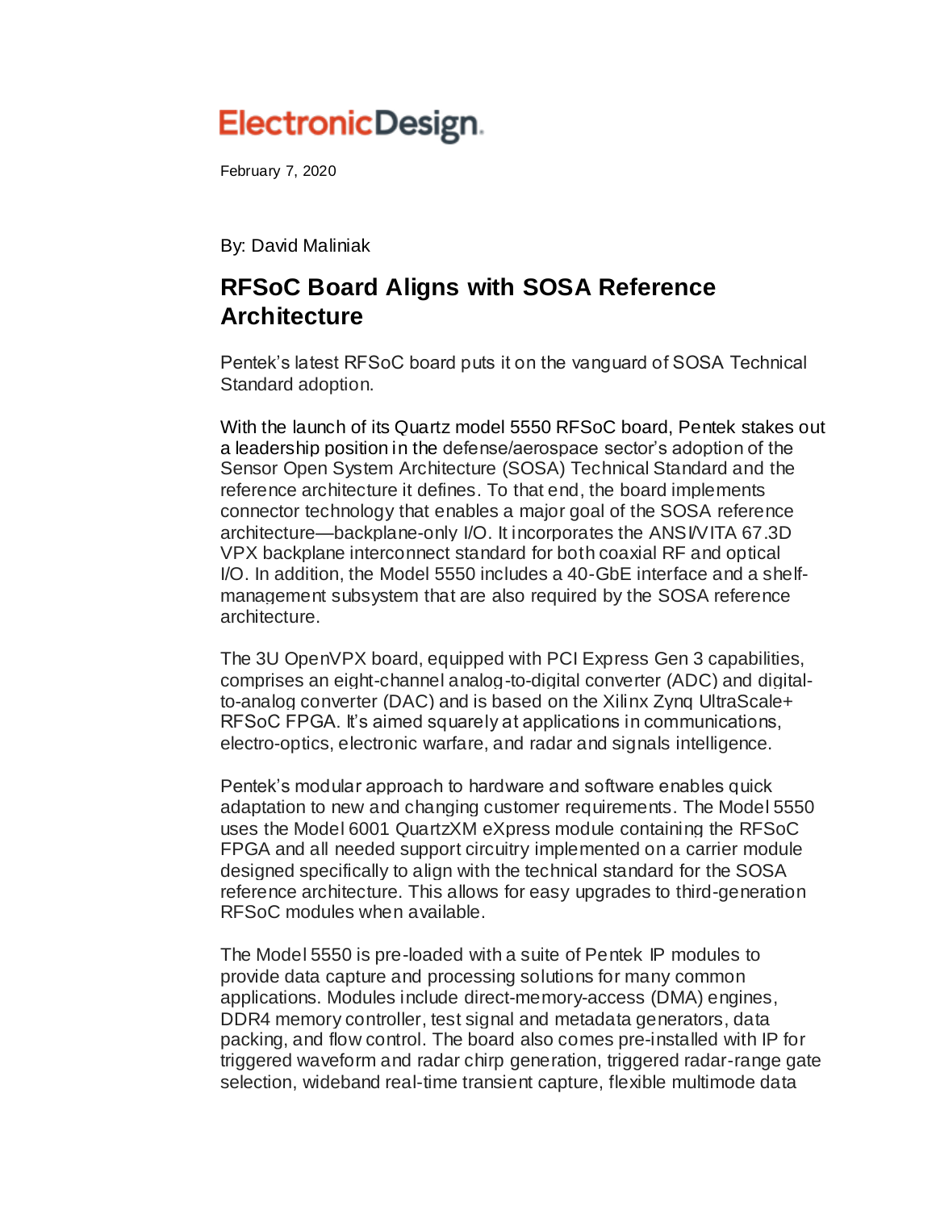ElectronicDesign.

February 7, 2020

By: David Maliniak

# RFSoC Board Aligns with SOSA Reference Architecture

Pentek's latest RFSoC board puts it on the vanguard of SOSA Technical Standard adoption.

With the launch of its Quartz model 5550 RFSoC board, Pentek stakes out a leadership position in the defense/aerospace sector's adoption of the Sensor Open System Architecture (SOSA) Technical Standard and the reference architecture it defines. To that end, the board implements connector technology that enables a major goal of the SOSA reference architecture—backplane-only I/O. It incorporates the ANSI/VITA 67.3D VPX backplane interconnect standard for both coaxial RF and optical I/O. In addition, the Model 5550 includes a 40-GbE interface and a shelf-management subsystem that are also required by the SOSA reference architecture.

The 3U OpenVPX board, equipped with PCI Express Gen 3 capabilities, comprises an eight-channel analog-to-digital converter (ADC) and digital-to-analog converter (DAC) and is based on the Xilinx Zynq UltraScale+ RFSoC FPGA. It's aimed squarely at applications in communications, electro-optics, electronic warfare, and radar and signals intelligence.

Pentek's modular approach to hardware and software enables quick adaptation to new and changing customer requirements. The Model 5550 uses the Model 6001 QuartzXM eXpress module containing the RFSoC FPGA and all needed support circuitry implemented on a carrier module designed specifically to align with the technical standard for the SOSA reference architecture. This allows for easy upgrades to third-generation RFSoC modules when available.

The Model 5550 is pre-loaded with a suite of Pentek IP modules to provide data capture and processing solutions for many common applications. Modules include direct-memory-access (DMA) engines, DDR4 memory controller, test signal and metadata generators, data packing, and flow control. The board also comes pre-installed with IP for triggered waveform and radar chirp generation, triggered radar-range gate selection, wideband real-time transient capture, flexible multimode data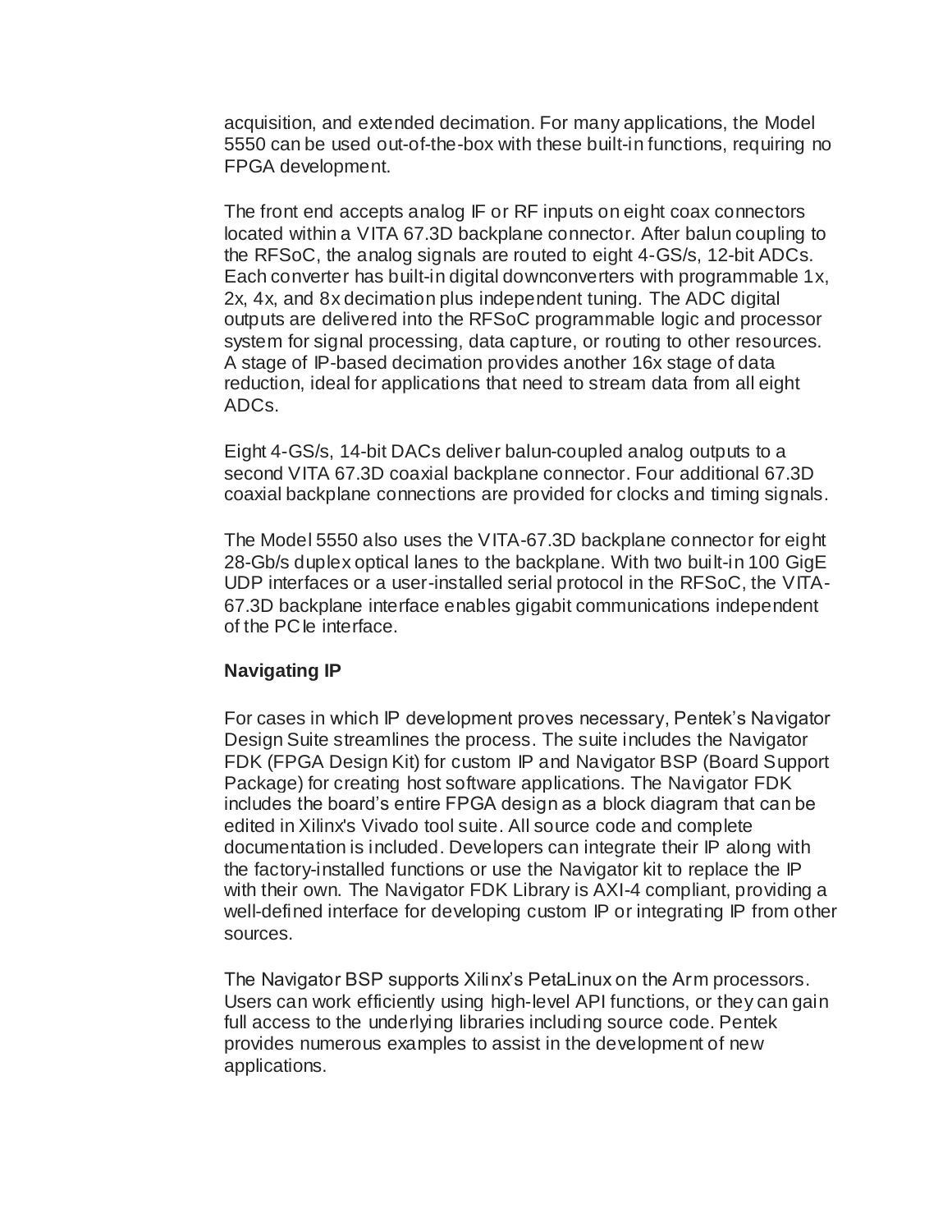acquisition, and extended decimation. For many applications, the Model 5550 can be used out-of-the-box with these built-in functions, requiring no FPGA development.

The front end accepts analog IF or RF inputs on eight coax connectors located within a VITA 67.3D backplane connector. After balun coupling to the RFSoC, the analog signals are routed to eight 4-GS/s, 12-bit ADCs. Each converter has built-in digital downconverters with programmable 1x, 2x, 4x, and 8x decimation plus independent tuning. The ADC digital outputs are delivered into the RFSoC programmable logic and processor system for signal processing, data capture, or routing to other resources. A stage of IP-based decimation provides another 16x stage of data reduction, ideal for applications that need to stream data from all eight ADCs.

Eight 4-GS/s, 14-bit DACs deliver balun-coupled analog outputs to a second VITA 67.3D coaxial backplane connector. Four additional 67.3D coaxial backplane connections are provided for clocks and timing signals.

The Model 5550 also uses the VITA-67.3D backplane connector for eight 28-Gb/s duplex optical lanes to the backplane. With two built-in 100 GigE UDP interfaces or a user-installed serial protocol in the RFSoC, the VITA-67.3D backplane interface enables gigabit communications independent of the PCIe interface.

**Navigating IP**

For cases in which IP development proves necessary, Pentek's Navigator Design Suite streamlines the process. The suite includes the Navigator FDK (FPGA Design Kit) for custom IP and Navigator BSP (Board Support Package) for creating host software applications. The Navigator FDK includes the board's entire FPGA design as a block diagram that can be edited in Xilinx's Vivado tool suite. All source code and complete documentation is included. Developers can integrate their IP along with the factory-installed functions or use the Navigator kit to replace the IP with their own. The Navigator FDK Library is AXI-4 compliant, providing a well-defined interface for developing custom IP or integrating IP from other sources.

The Navigator BSP supports Xilinx's PetaLinux on the Arm processors. Users can work efficiently using high-level API functions, or they can gain full access to the underlying libraries including source code. Pentek provides numerous examples to assist in the development of new applications.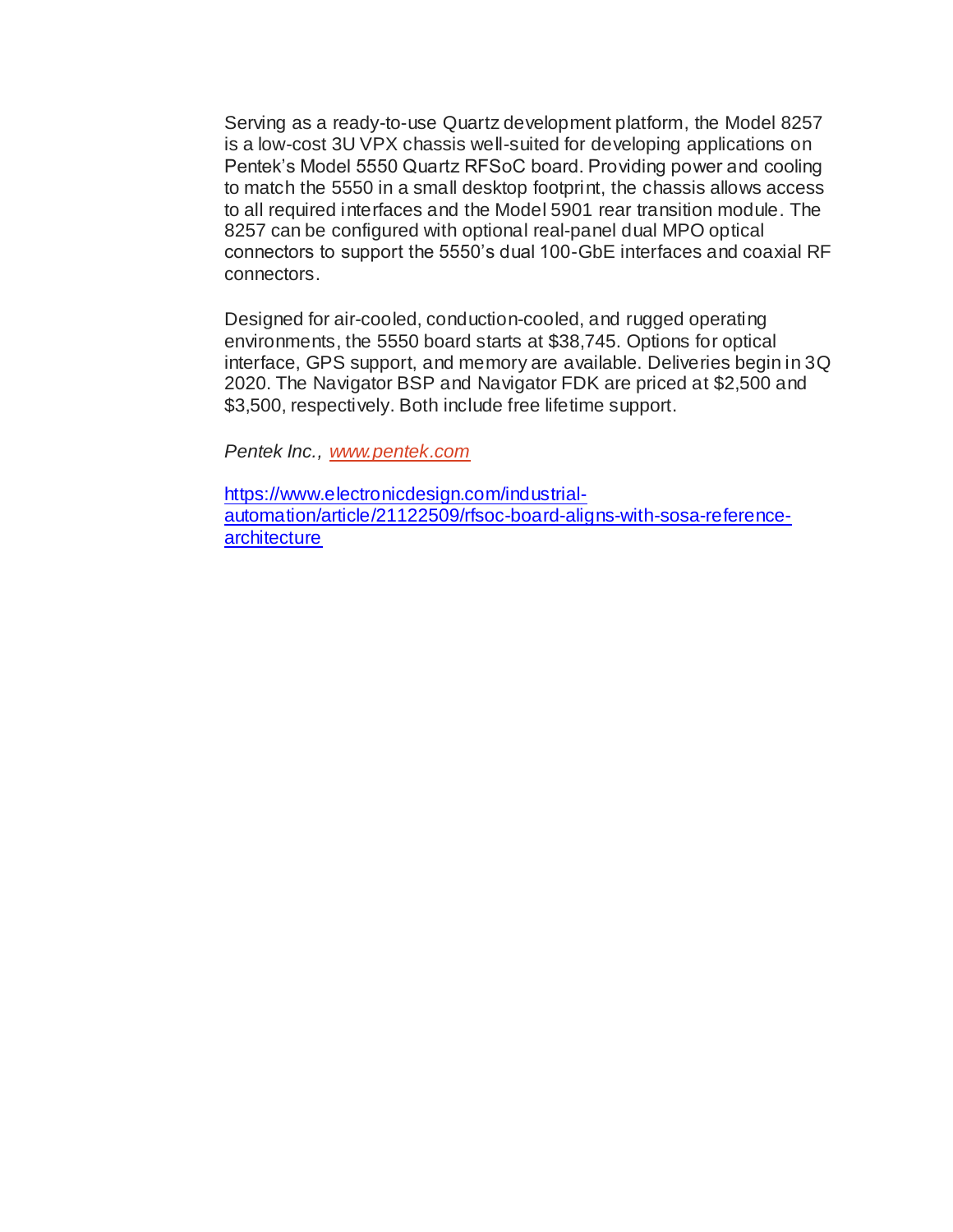Serving as a ready-to-use Quartz development platform, the Model 8257 is a low-cost 3U VPX chassis well-suited for developing applications on Pentek's Model 5550 Quartz RFSoC board. Providing power and cooling to match the 5550 in a small desktop footprint, the chassis allows access to all required interfaces and the Model 5901 rear transition module. The 8257 can be configured with optional real-panel dual MPO optical connectors to support the 5550's dual 100-GbE interfaces and coaxial RF connectors.

Designed for air-cooled, conduction-cooled, and rugged operating environments, the 5550 board starts at $38,745. Options for optical interface, GPS support, and memory are available. Deliveries begin in 3Q 2020. The Navigator BSP and Navigator FDK are priced at $2,500 and $3,500, respectively. Both include free lifetime support.

*Pentek Inc., [www.pentek.com](http://www.pentek.com)*

[https://www.electronicdesign.com/industrial-automation/article/21122509/rfsoc-board-aligns-with-sosa-reference-architecture](https://www.electronicdesign.com/industrial-automation/article/21122509/rfsoc-board-aligns-with-sosa-reference-architecture)